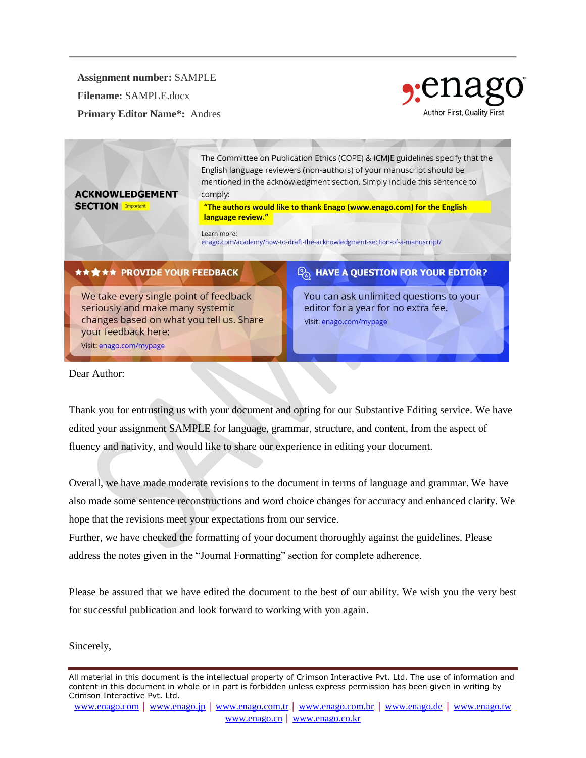**Assignment number:** SAMPLE

**Filename:** SAMPLE.docx

**Primary Editor Name*:** Andres

enago
Author First, Quality First

**ACKNOWLEDGEMENT SECTION** Important

The Committee on Publication Ethics (COPE) & ICMJE guidelines specify that the English language reviewers (non-authors) of your manuscript should be mentioned in the acknowledgment section. Simply include this sentence to comply:

**"The authors would like to thank Enago (www.enago.com) for the English language review."**

Learn more:
enago.com/academy/how-to-draft-the-acknowledgment-section-of-a-manuscript/

**★★★★★ PROVIDE YOUR FEEDBACK**

We take every single point of feedback seriously and make many systemic changes based on what you tell us. Share your feedback here:

Visit: enago.com/mypage

**HAVE A QUESTION FOR YOUR EDITOR?**

You can ask unlimited questions to your editor for a year for no extra fee.

Visit: enago.com/mypage

Dear Author:

Thank you for entrusting us with your document and opting for our Substantive Editing service. We have edited your assignment SAMPLE for language, grammar, structure, and content, from the aspect of fluency and nativity, and would like to share our experience in editing your document.

Overall, we have made moderate revisions to the document in terms of language and grammar. We have also made some sentence reconstructions and word choice changes for accuracy and enhanced clarity. We hope that the revisions meet your expectations from our service.

Further, we have checked the formatting of your document thoroughly against the guidelines. Please address the notes given in the "Journal Formatting" section for complete adherence.

Please be assured that we have edited the document to the best of our ability. We wish you the very best for successful publication and look forward to working with you again.

Sincerely,

All material in this document is the intellectual property of Crimson Interactive Pvt. Ltd. The use of information and content in this document in whole or in part is forbidden unless express permission has been given in writing by Crimson Interactive Pvt. Ltd.

www.enago.com | www.enago.jp | www.enago.com.tr | www.enago.com.br | www.enago.de | www.enago.tw | www.enago.cn | www.enago.co.kr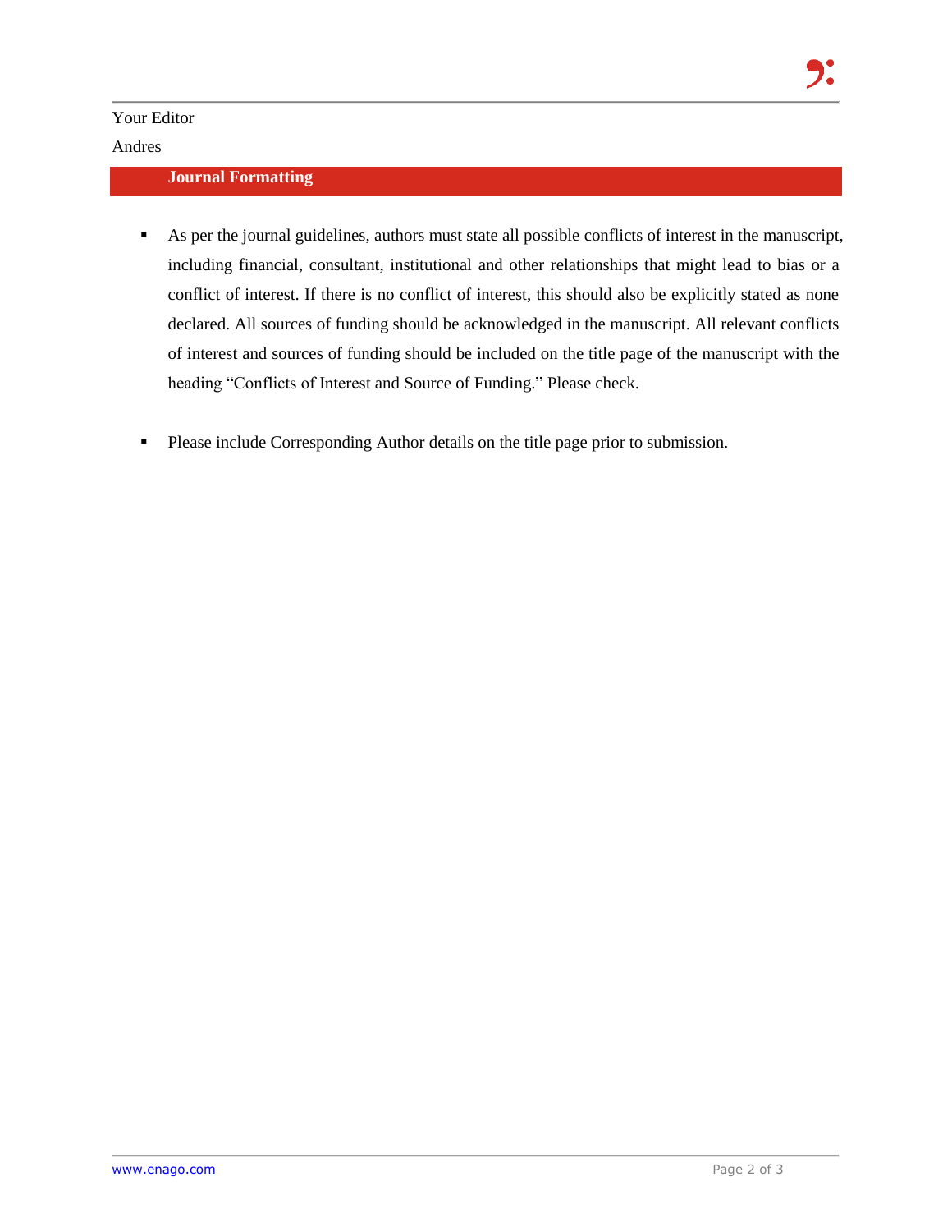Your Editor

Andres

## Journal Formatting

- As per the journal guidelines, authors must state all possible conflicts of interest in the manuscript, including financial, consultant, institutional and other relationships that might lead to bias or a conflict of interest. If there is no conflict of interest, this should also be explicitly stated as none declared. All sources of funding should be acknowledged in the manuscript. All relevant conflicts of interest and sources of funding should be included on the title page of the manuscript with the heading "Conflicts of Interest and Source of Funding." Please check.

- Please include Corresponding Author details on the title page prior to submission.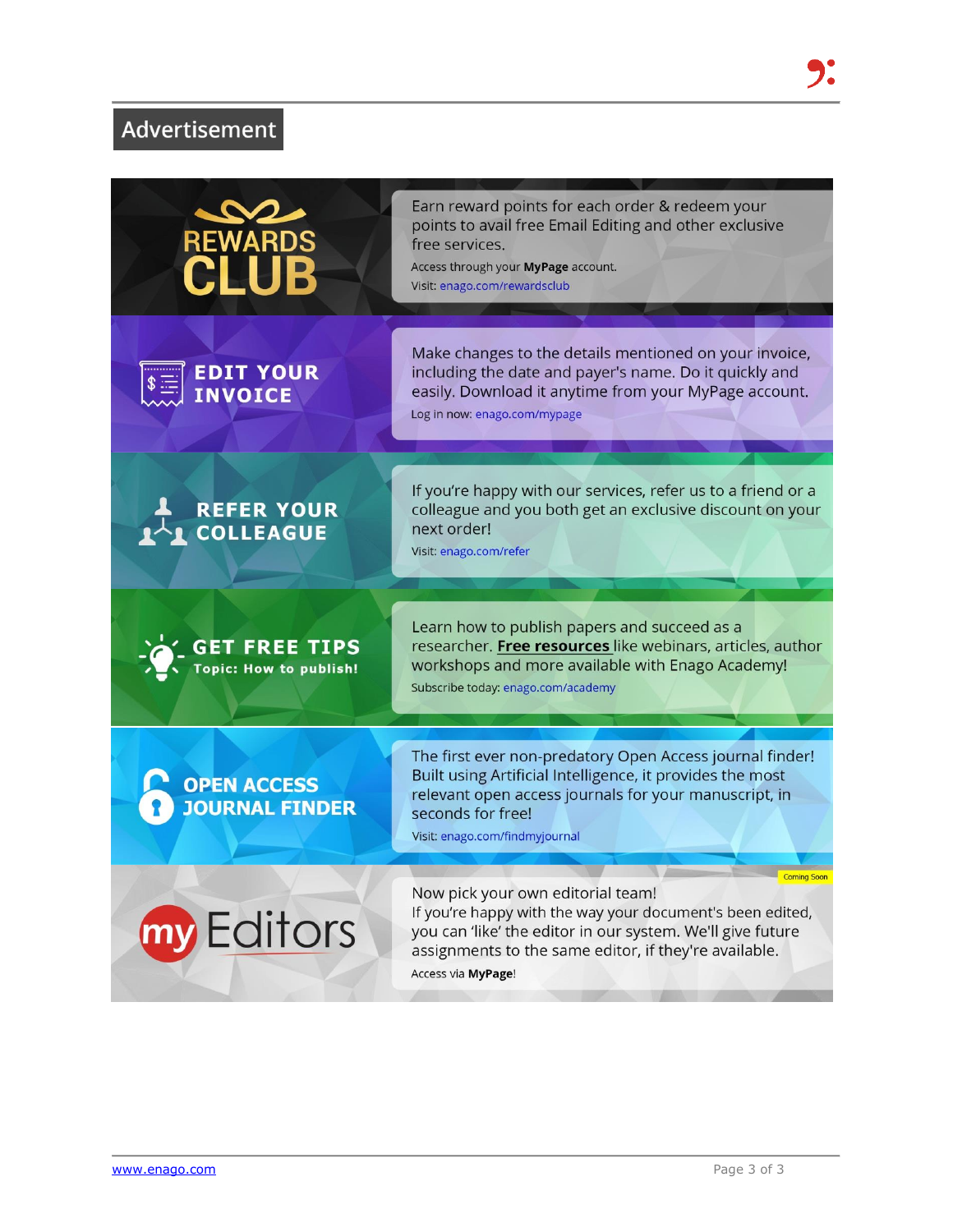## Advertisement

**REWARDS CLUB**

Earn reward points for each order & redeem your points to avail free Email Editing and other exclusive free services.

Access through your **MyPage** account.

Visit: enago.com/rewardsclub

**EDIT YOUR INVOICE**

Make changes to the details mentioned on your invoice, including the date and payer's name. Do it quickly and easily. Download it anytime from your MyPage account.

Log in now: enago.com/mypage

**REFER YOUR COLLEAGUE**

If you're happy with our services, refer us to a friend or a colleague and you both get an exclusive discount on your next order!

Visit: enago.com/refer

**GET FREE TIPS**
**Topic: How to publish!**

Learn how to publish papers and succeed as a researcher. **Free resources** like webinars, articles, author workshops and more available with Enago Academy!

Subscribe today: enago.com/academy

**OPEN ACCESS JOURNAL FINDER**

The first ever non-predatory Open Access journal finder! Built using Artificial Intelligence, it provides the most relevant open access journals for your manuscript, in seconds for free!

Visit: enago.com/findmyjournal

**myEditors**

Coming Soon

Now pick your own editorial team!
If you're happy with the way your document's been edited, you can 'like' the editor in our system. We'll give future assignments to the same editor, if they're available.

Access via **MyPage**!

www.enago.com